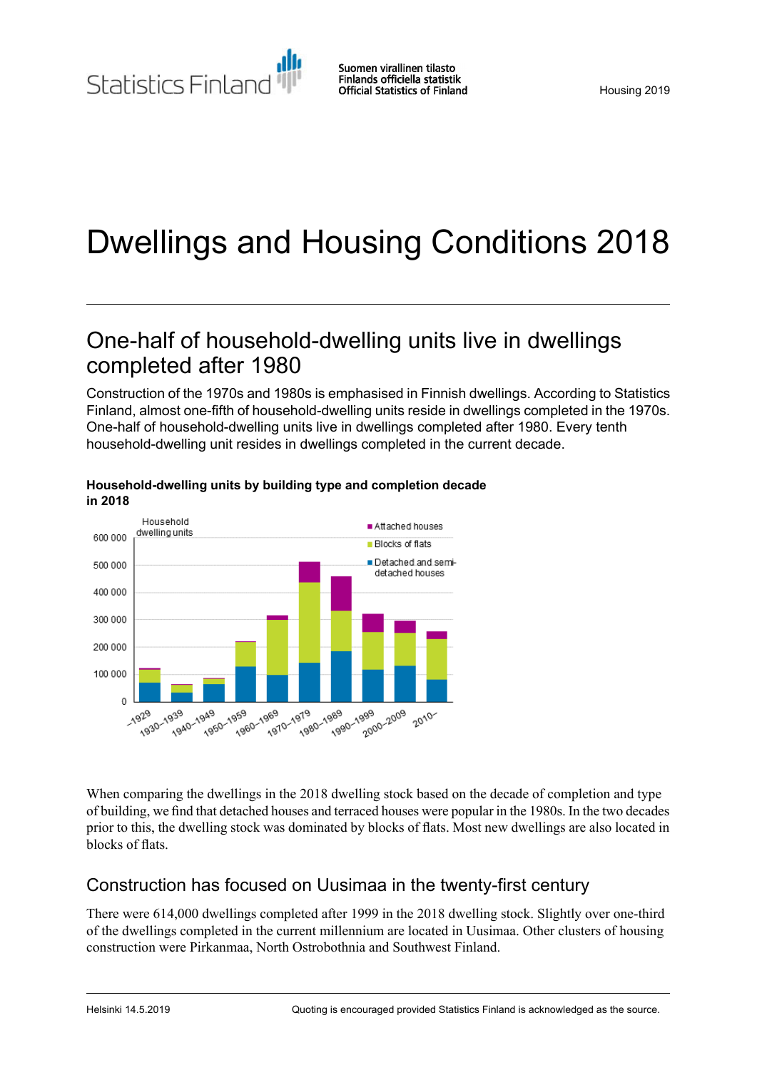# Dwellings and Housing Conditions 2018

## One-half of household-dwelling units live in dwellings completed after 1980

Construction of the 1970s and 1980s is emphasised in Finnish dwellings. According to Statistics Finland, almost one-fifth of household-dwelling units reside in dwellings completed in the 1970s. One-half of household-dwelling units live in dwellings completed after 1980. Every tenth household-dwelling unit resides in dwellings completed in the current decade.

**Household-dwelling units by building type and completion decade in 2018**

When comparing the dwellings in the 2018 dwelling stock based on the decade of completion and type of building, we find that detached houses and terraced houses were popular in the 1980s. In the two decades prior to this, the dwelling stock was dominated by blocks of flats. Most new dwellings are also located in blocks of flats.

### Construction has focused on Uusimaa in the twenty-first century

There were 614,000 dwellings completed after 1999 in the 2018 dwelling stock. Slightly over one-third of the dwellings completed in the current millennium are located in Uusimaa. Other clusters of housing construction were Pirkanmaa, North Ostrobothnia and Southwest Finland.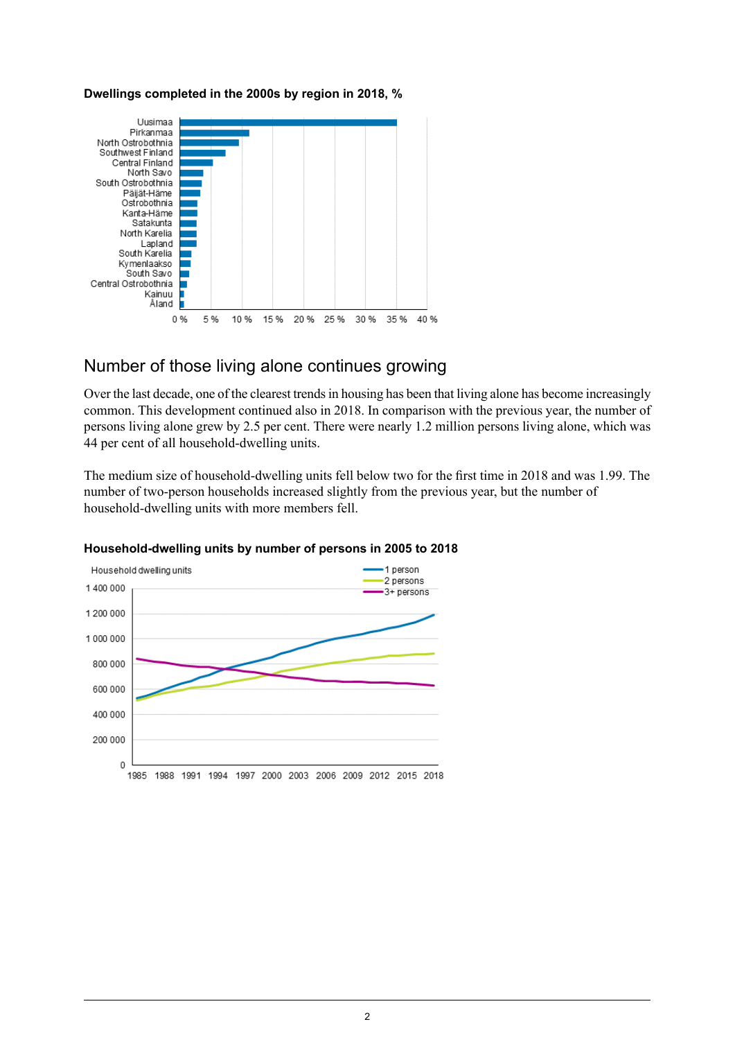**Dwellings completed in the 2000s by region in 2018, %**

## Number of those living alone continues growing

Over the last decade, one of the clearest trends in housing has been that living alone has become increasingly common. This development continued also in 2018. In comparison with the previous year, the number of persons living alone grew by 2.5 per cent. There were nearly 1.2 million persons living alone, which was 44 per cent of all household-dwelling units.

The medium size of household-dwelling units fell below two for the first time in 2018 and was 1.99. The number of two-person households increased slightly from the previous year, but the number of household-dwelling units with more members fell.

**Household-dwelling units by number of persons in 2005 to 2018**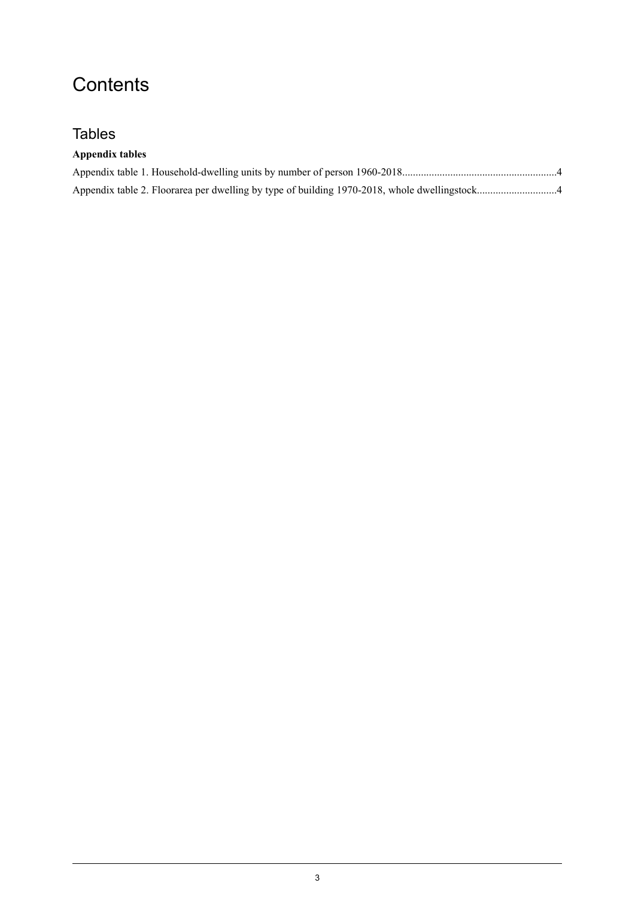# Contents

## Tables

**Appendix tables**

Appendix table 1. Household-dwelling units by number of person 1960-2018..........................................................4

Appendix table 2. Floorarea per dwelling by type of building 1970-2018, whole dwellingstock..............................4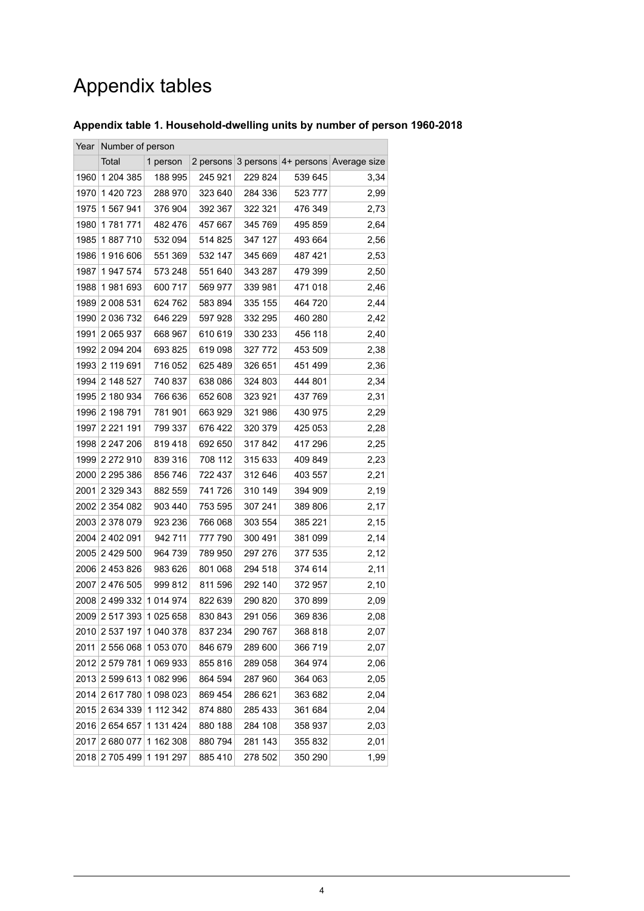# Appendix tables

### Appendix table 1. Household-dwelling units by number of person 1960-2018

| Year | Number of person | | | | | |
|---|---|---|---|---|---|---|
| | Total | 1 person | 2 persons | 3 persons | 4+ persons | Average size |
| 1960 | 1 204 385 | 188 995 | 245 921 | 229 824 | 539 645 | 3,34 |
| 1970 | 1 420 723 | 288 970 | 323 640 | 284 336 | 523 777 | 2,99 |
| 1975 | 1 567 941 | 376 904 | 392 367 | 322 321 | 476 349 | 2,73 |
| 1980 | 1 781 771 | 482 476 | 457 667 | 345 769 | 495 859 | 2,64 |
| 1985 | 1 887 710 | 532 094 | 514 825 | 347 127 | 493 664 | 2,56 |
| 1986 | 1 916 606 | 551 369 | 532 147 | 345 669 | 487 421 | 2,53 |
| 1987 | 1 947 574 | 573 248 | 551 640 | 343 287 | 479 399 | 2,50 |
| 1988 | 1 981 693 | 600 717 | 569 977 | 339 981 | 471 018 | 2,46 |
| 1989 | 2 008 531 | 624 762 | 583 894 | 335 155 | 464 720 | 2,44 |
| 1990 | 2 036 732 | 646 229 | 597 928 | 332 295 | 460 280 | 2,42 |
| 1991 | 2 065 937 | 668 967 | 610 619 | 330 233 | 456 118 | 2,40 |
| 1992 | 2 094 204 | 693 825 | 619 098 | 327 772 | 453 509 | 2,38 |
| 1993 | 2 119 691 | 716 052 | 625 489 | 326 651 | 451 499 | 2,36 |
| 1994 | 2 148 527 | 740 837 | 638 086 | 324 803 | 444 801 | 2,34 |
| 1995 | 2 180 934 | 766 636 | 652 608 | 323 921 | 437 769 | 2,31 |
| 1996 | 2 198 791 | 781 901 | 663 929 | 321 986 | 430 975 | 2,29 |
| 1997 | 2 221 191 | 799 337 | 676 422 | 320 379 | 425 053 | 2,28 |
| 1998 | 2 247 206 | 819 418 | 692 650 | 317 842 | 417 296 | 2,25 |
| 1999 | 2 272 910 | 839 316 | 708 112 | 315 633 | 409 849 | 2,23 |
| 2000 | 2 295 386 | 856 746 | 722 437 | 312 646 | 403 557 | 2,21 |
| 2001 | 2 329 343 | 882 559 | 741 726 | 310 149 | 394 909 | 2,19 |
| 2002 | 2 354 082 | 903 440 | 753 595 | 307 241 | 389 806 | 2,17 |
| 2003 | 2 378 079 | 923 236 | 766 068 | 303 554 | 385 221 | 2,15 |
| 2004 | 2 402 091 | 942 711 | 777 790 | 300 491 | 381 099 | 2,14 |
| 2005 | 2 429 500 | 964 739 | 789 950 | 297 276 | 377 535 | 2,12 |
| 2006 | 2 453 826 | 983 626 | 801 068 | 294 518 | 374 614 | 2,11 |
| 2007 | 2 476 505 | 999 812 | 811 596 | 292 140 | 372 957 | 2,10 |
| 2008 | 2 499 332 | 1 014 974 | 822 639 | 290 820 | 370 899 | 2,09 |
| 2009 | 2 517 393 | 1 025 658 | 830 843 | 291 056 | 369 836 | 2,08 |
| 2010 | 2 537 197 | 1 040 378 | 837 234 | 290 767 | 368 818 | 2,07 |
| 2011 | 2 556 068 | 1 053 070 | 846 679 | 289 600 | 366 719 | 2,07 |
| 2012 | 2 579 781 | 1 069 933 | 855 816 | 289 058 | 364 974 | 2,06 |
| 2013 | 2 599 613 | 1 082 996 | 864 594 | 287 960 | 364 063 | 2,05 |
| 2014 | 2 617 780 | 1 098 023 | 869 454 | 286 621 | 363 682 | 2,04 |
| 2015 | 2 634 339 | 1 112 342 | 874 880 | 285 433 | 361 684 | 2,04 |
| 2016 | 2 654 657 | 1 131 424 | 880 188 | 284 108 | 358 937 | 2,03 |
| 2017 | 2 680 077 | 1 162 308 | 880 794 | 281 143 | 355 832 | 2,01 |
| 2018 | 2 705 499 | 1 191 297 | 885 410 | 278 502 | 350 290 | 1,99 |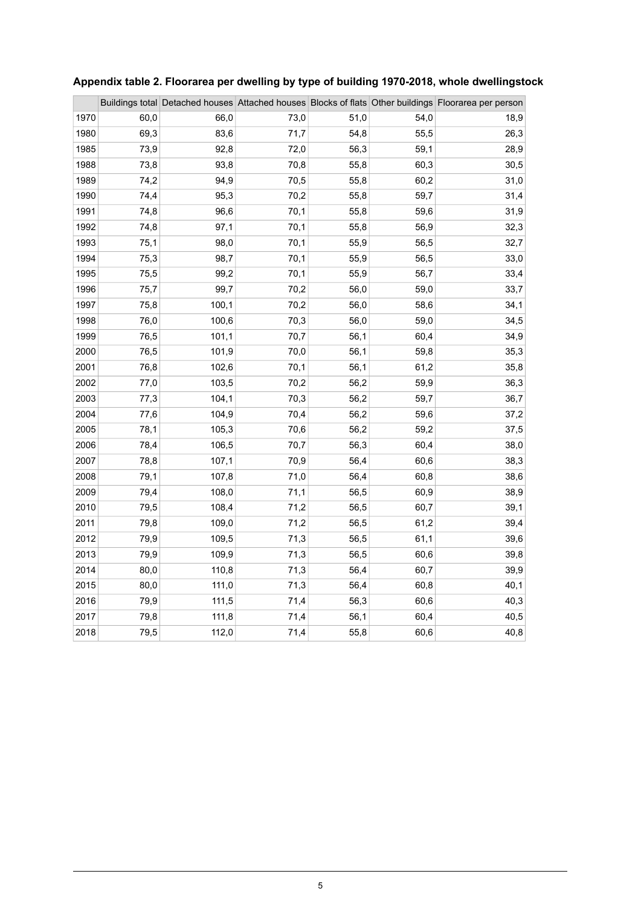**Appendix table 2. Floorarea per dwelling by type of building 1970-2018, whole dwellingstock**

| | Buildings total | Detached houses | Attached houses | Blocks of flats | Other buildings | Floorarea per person |
|---|---|---|---|---|---|---|
| 1970 | 60,0 | 66,0 | 73,0 | 51,0 | 54,0 | 18,9 |
| 1980 | 69,3 | 83,6 | 71,7 | 54,8 | 55,5 | 26,3 |
| 1985 | 73,9 | 92,8 | 72,0 | 56,3 | 59,1 | 28,9 |
| 1988 | 73,8 | 93,8 | 70,8 | 55,8 | 60,3 | 30,5 |
| 1989 | 74,2 | 94,9 | 70,5 | 55,8 | 60,2 | 31,0 |
| 1990 | 74,4 | 95,3 | 70,2 | 55,8 | 59,7 | 31,4 |
| 1991 | 74,8 | 96,6 | 70,1 | 55,8 | 59,6 | 31,9 |
| 1992 | 74,8 | 97,1 | 70,1 | 55,8 | 56,9 | 32,3 |
| 1993 | 75,1 | 98,0 | 70,1 | 55,9 | 56,5 | 32,7 |
| 1994 | 75,3 | 98,7 | 70,1 | 55,9 | 56,5 | 33,0 |
| 1995 | 75,5 | 99,2 | 70,1 | 55,9 | 56,7 | 33,4 |
| 1996 | 75,7 | 99,7 | 70,2 | 56,0 | 59,0 | 33,7 |
| 1997 | 75,8 | 100,1 | 70,2 | 56,0 | 58,6 | 34,1 |
| 1998 | 76,0 | 100,6 | 70,3 | 56,0 | 59,0 | 34,5 |
| 1999 | 76,5 | 101,1 | 70,7 | 56,1 | 60,4 | 34,9 |
| 2000 | 76,5 | 101,9 | 70,0 | 56,1 | 59,8 | 35,3 |
| 2001 | 76,8 | 102,6 | 70,1 | 56,1 | 61,2 | 35,8 |
| 2002 | 77,0 | 103,5 | 70,2 | 56,2 | 59,9 | 36,3 |
| 2003 | 77,3 | 104,1 | 70,3 | 56,2 | 59,7 | 36,7 |
| 2004 | 77,6 | 104,9 | 70,4 | 56,2 | 59,6 | 37,2 |
| 2005 | 78,1 | 105,3 | 70,6 | 56,2 | 59,2 | 37,5 |
| 2006 | 78,4 | 106,5 | 70,7 | 56,3 | 60,4 | 38,0 |
| 2007 | 78,8 | 107,1 | 70,9 | 56,4 | 60,6 | 38,3 |
| 2008 | 79,1 | 107,8 | 71,0 | 56,4 | 60,8 | 38,6 |
| 2009 | 79,4 | 108,0 | 71,1 | 56,5 | 60,9 | 38,9 |
| 2010 | 79,5 | 108,4 | 71,2 | 56,5 | 60,7 | 39,1 |
| 2011 | 79,8 | 109,0 | 71,2 | 56,5 | 61,2 | 39,4 |
| 2012 | 79,9 | 109,5 | 71,3 | 56,5 | 61,1 | 39,6 |
| 2013 | 79,9 | 109,9 | 71,3 | 56,5 | 60,6 | 39,8 |
| 2014 | 80,0 | 110,8 | 71,3 | 56,4 | 60,7 | 39,9 |
| 2015 | 80,0 | 111,0 | 71,3 | 56,4 | 60,8 | 40,1 |
| 2016 | 79,9 | 111,5 | 71,4 | 56,3 | 60,6 | 40,3 |
| 2017 | 79,8 | 111,8 | 71,4 | 56,1 | 60,4 | 40,5 |
| 2018 | 79,5 | 112,0 | 71,4 | 55,8 | 60,6 | 40,8 |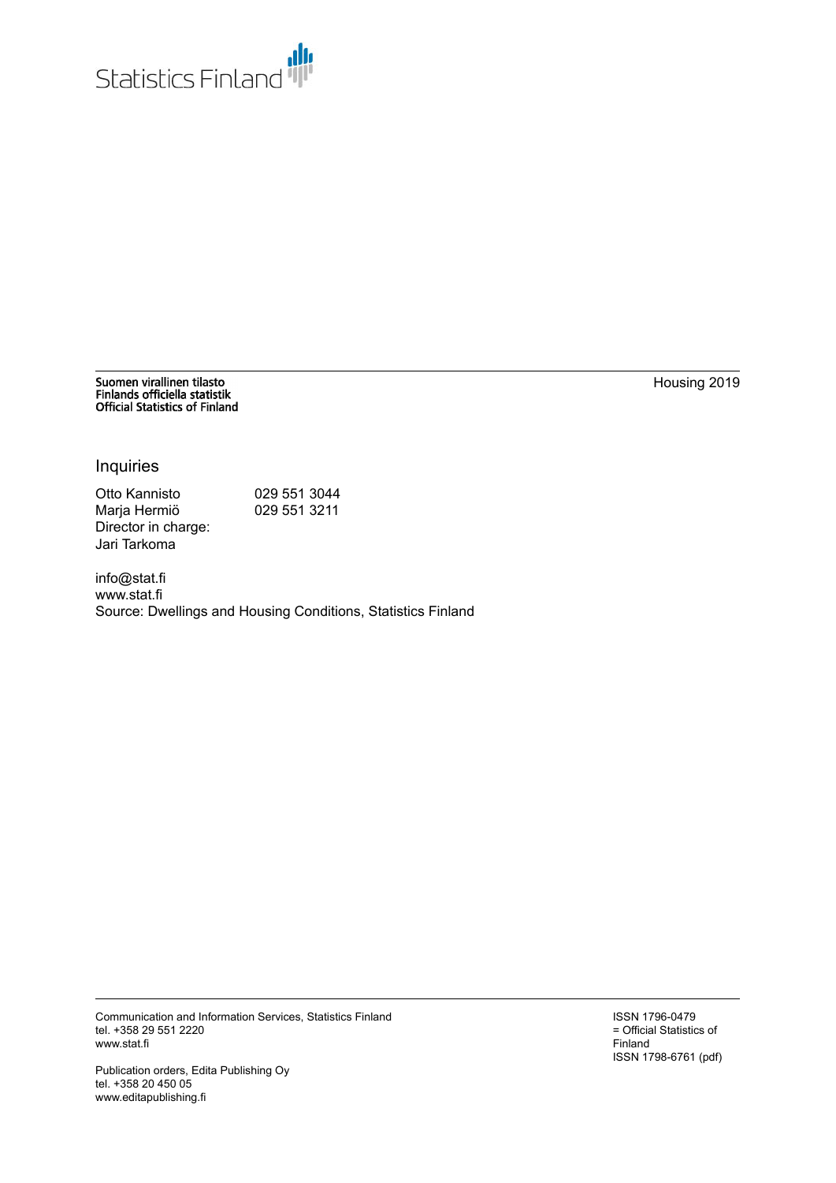Statistics Finland

Suomen virallinen tilasto
Finlands officiella statistik
Official Statistics of Finland

Housing 2019

## Inquiries

| | |
|---|---|
| Otto Kannisto | 029 551 3044 |
| Marja Hermiö | 029 551 3211 |
| Director in charge: | |
| Jari Tarkoma | |

info@stat.fi
www.stat.fi
Source: Dwellings and Housing Conditions, Statistics Finland

Communication and Information Services, Statistics Finland
tel. +358 29 551 2220
www.stat.fi

Publication orders, Edita Publishing Oy
tel. +358 20 450 05
www.editapublishing.fi

ISSN 1796-0479
= Official Statistics of Finland
ISSN 1798-6761 (pdf)